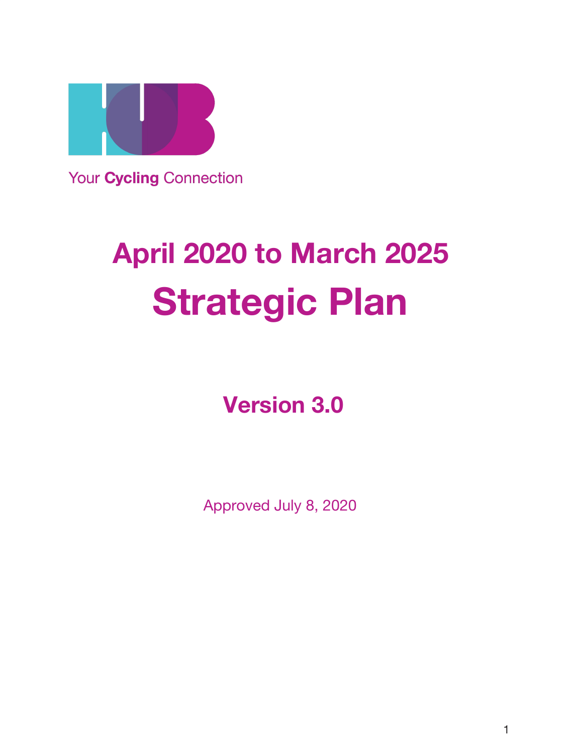Your **Cycling** Connection

# April 2020 to March 2025

# Strategic Plan

## Version 3.0

Approved July 8, 2020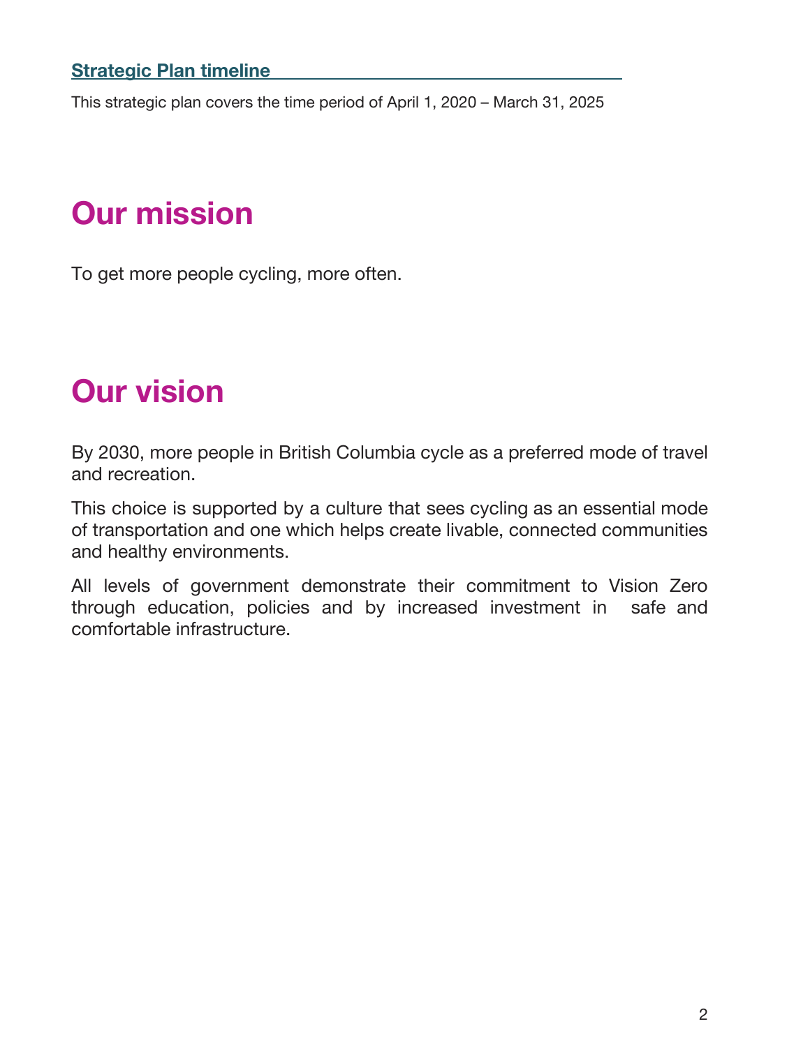### Strategic Plan timeline

This strategic plan covers the time period of April 1, 2020 – March 31, 2025

# Our mission

To get more people cycling, more often.

# Our vision

By 2030, more people in British Columbia cycle as a preferred mode of travel and recreation.

This choice is supported by a culture that sees cycling as an essential mode of transportation and one which helps create livable, connected communities and healthy environments.

All levels of government demonstrate their commitment to Vision Zero through education, policies and by increased investment in safe and comfortable infrastructure.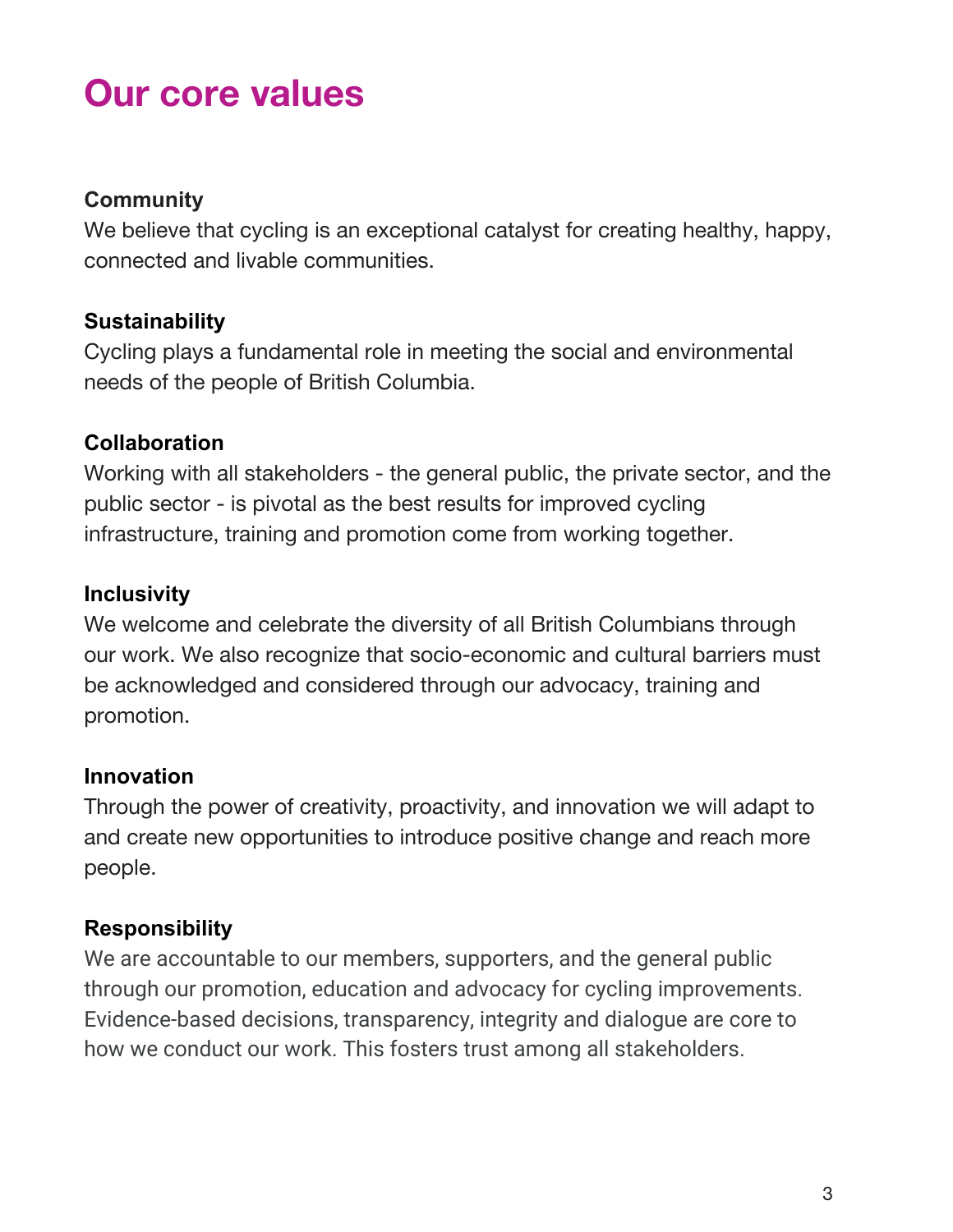# Our core values

**Community**

We believe that cycling is an exceptional catalyst for creating healthy, happy, connected and livable communities.

**Sustainability**

Cycling plays a fundamental role in meeting the social and environmental needs of the people of British Columbia.

**Collaboration**

Working with all stakeholders - the general public, the private sector, and the public sector - is pivotal as the best results for improved cycling infrastructure, training and promotion come from working together.

**Inclusivity**

We welcome and celebrate the diversity of all British Columbians through our work. We also recognize that socio-economic and cultural barriers must be acknowledged and considered through our advocacy, training and promotion.

**Innovation**

Through the power of creativity, proactivity, and innovation we will adapt to and create new opportunities to introduce positive change and reach more people.

**Responsibility**

We are accountable to our members, supporters, and the general public through our promotion, education and advocacy for cycling improvements. Evidence-based decisions, transparency, integrity and dialogue are core to how we conduct our work. This fosters trust among all stakeholders.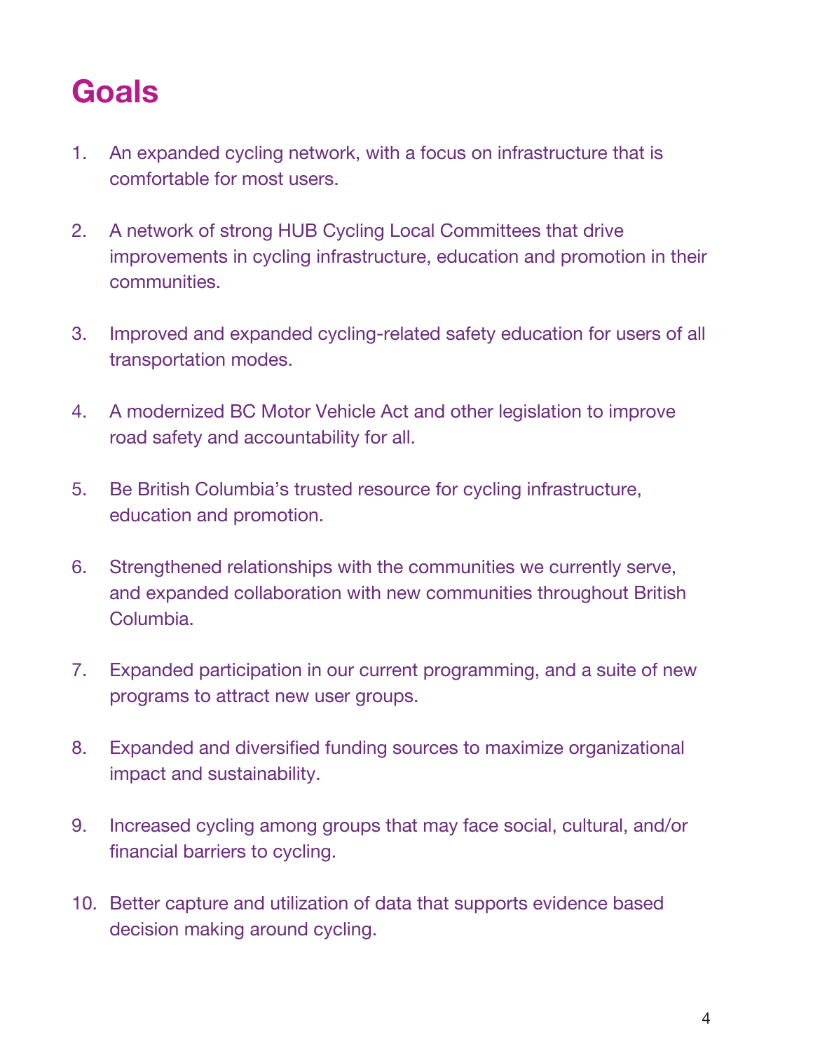# Goals

1. An expanded cycling network, with a focus on infrastructure that is comfortable for most users.
2. A network of strong HUB Cycling Local Committees that drive improvements in cycling infrastructure, education and promotion in their communities.
3. Improved and expanded cycling-related safety education for users of all transportation modes.
4. A modernized BC Motor Vehicle Act and other legislation to improve road safety and accountability for all.
5. Be British Columbia's trusted resource for cycling infrastructure, education and promotion.
6. Strengthened relationships with the communities we currently serve, and expanded collaboration with new communities throughout British Columbia.
7. Expanded participation in our current programming, and a suite of new programs to attract new user groups.
8. Expanded and diversified funding sources to maximize organizational impact and sustainability.
9. Increased cycling among groups that may face social, cultural, and/or financial barriers to cycling.
10. Better capture and utilization of data that supports evidence based decision making around cycling.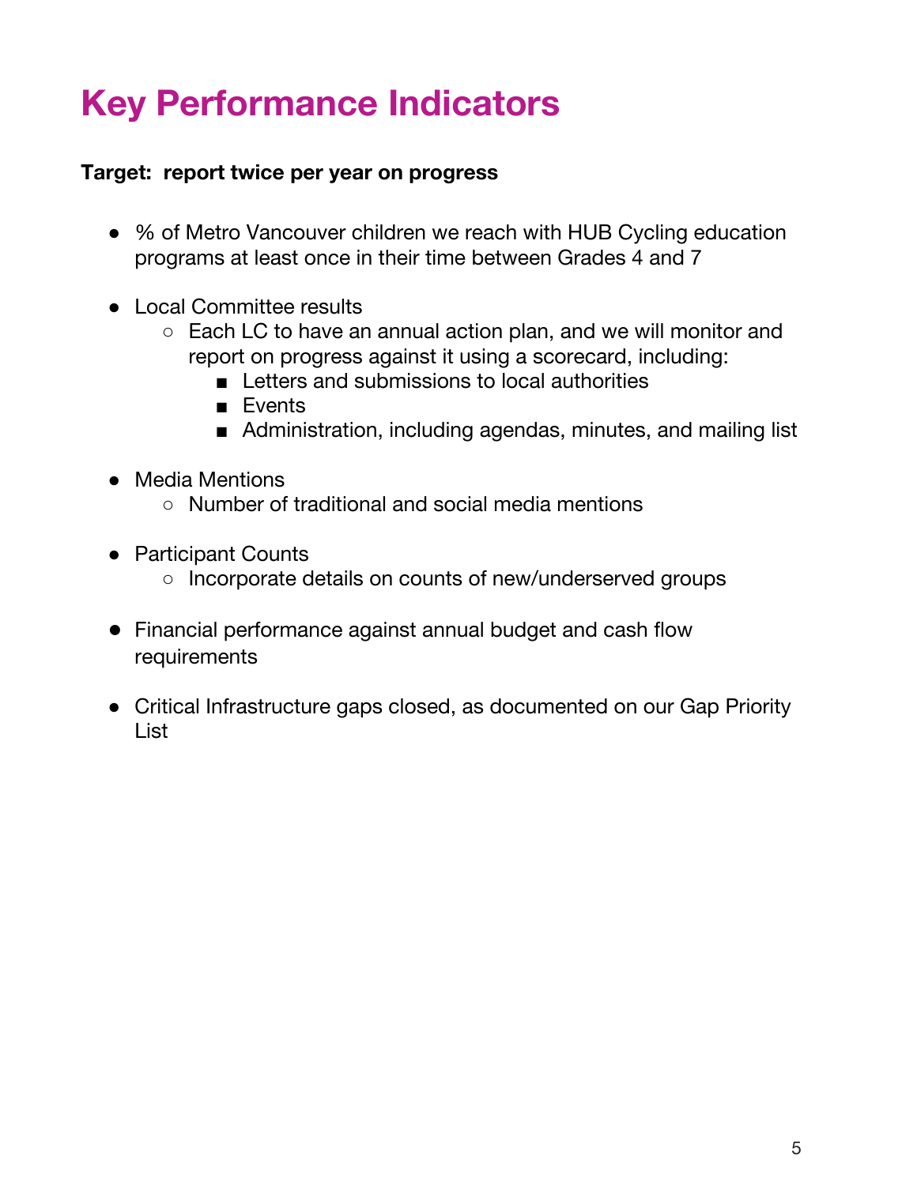# Key Performance Indicators

**Target: report twice per year on progress**

- % of Metro Vancouver children we reach with HUB Cycling education programs at least once in their time between Grades 4 and 7

- Local Committee results
  - Each LC to have an annual action plan, and we will monitor and report on progress against it using a scorecard, including:
    - Letters and submissions to local authorities
    - Events
    - Administration, including agendas, minutes, and mailing list

- Media Mentions
  - Number of traditional and social media mentions

- Participant Counts
  - Incorporate details on counts of new/underserved groups

- Financial performance against annual budget and cash flow requirements

- Critical Infrastructure gaps closed, as documented on our Gap Priority List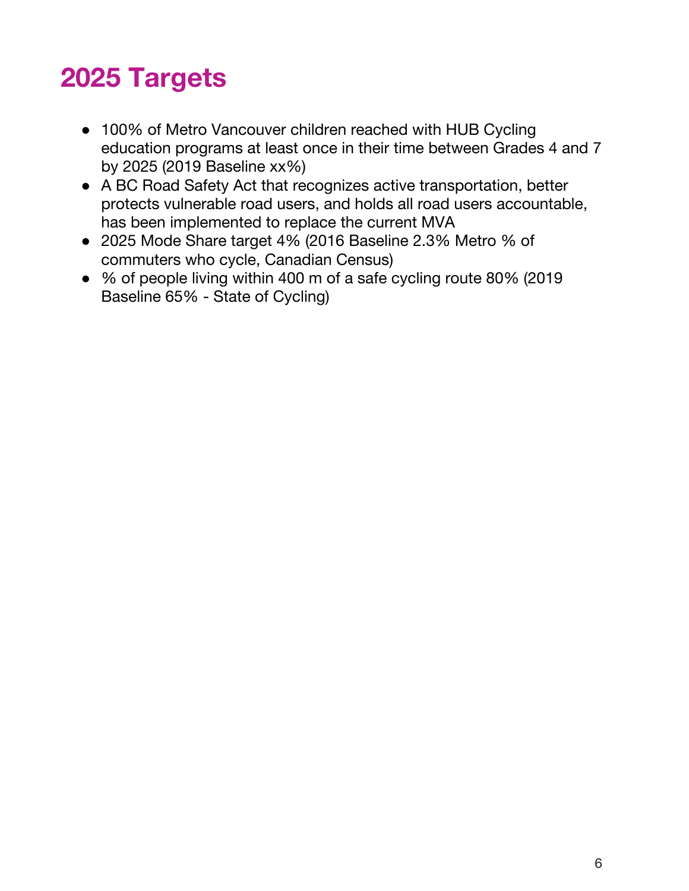# 2025 Targets

- 100% of Metro Vancouver children reached with HUB Cycling education programs at least once in their time between Grades 4 and 7 by 2025 (2019 Baseline xx%)
- A BC Road Safety Act that recognizes active transportation, better protects vulnerable road users, and holds all road users accountable, has been implemented to replace the current MVA
- 2025 Mode Share target 4% (2016 Baseline 2.3% Metro % of commuters who cycle, Canadian Census)
- % of people living within 400 m of a safe cycling route 80% (2019 Baseline 65% - State of Cycling)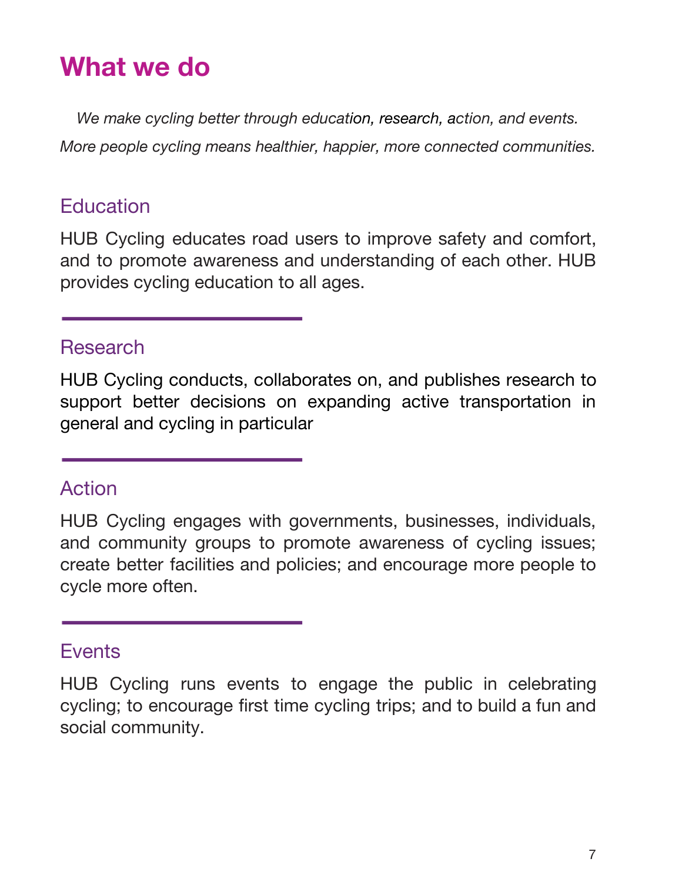# What we do

*We make cycling better through education, research, action, and events.*

*More people cycling means healthier, happier, more connected communities.*

## Education

HUB Cycling educates road users to improve safety and comfort, and to promote awareness and understanding of each other. HUB provides cycling education to all ages.

---

## Research

HUB Cycling conducts, collaborates on, and publishes research to support better decisions on expanding active transportation in general and cycling in particular

---

## Action

HUB Cycling engages with governments, businesses, individuals, and community groups to promote awareness of cycling issues; create better facilities and policies; and encourage more people to cycle more often.

---

## Events

HUB Cycling runs events to engage the public in celebrating cycling; to encourage first time cycling trips; and to build a fun and social community.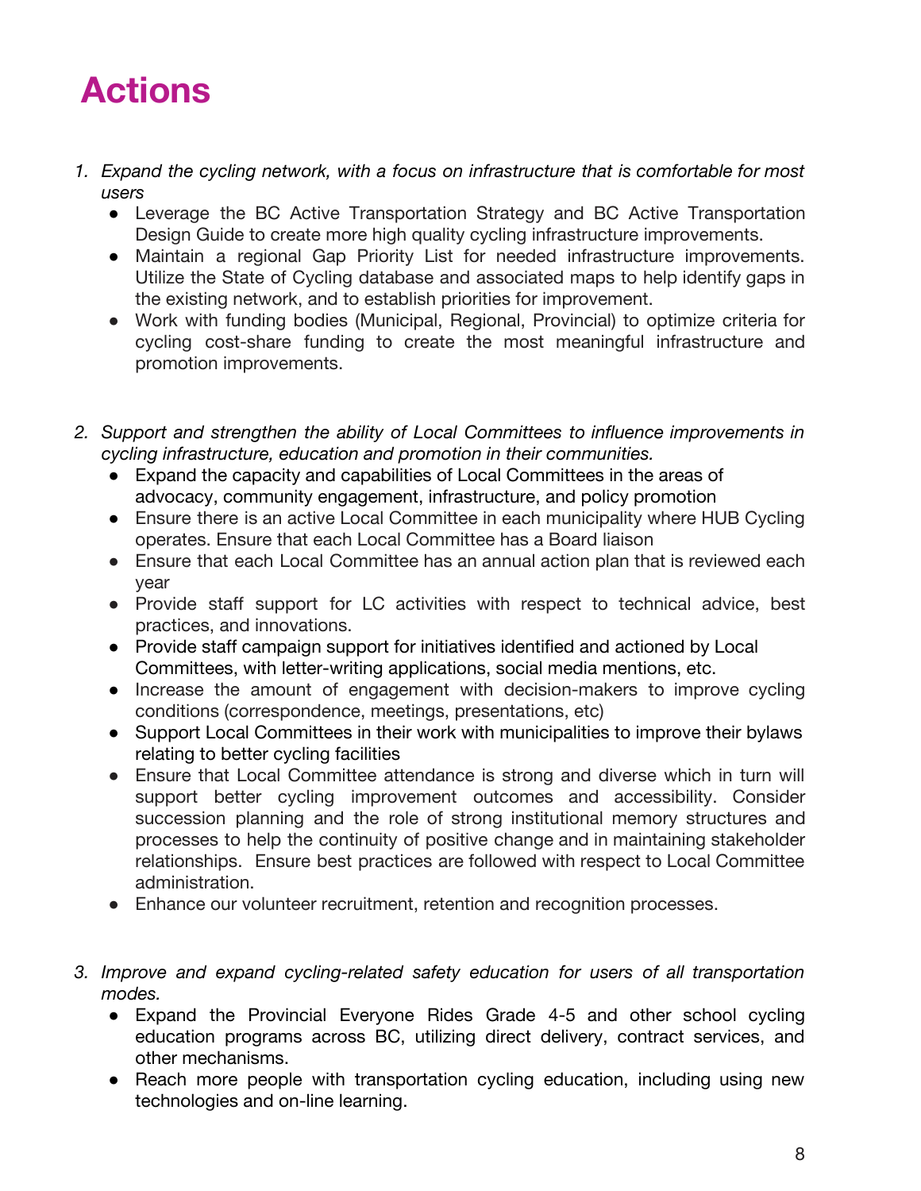# Actions

1. *Expand the cycling network, with a focus on infrastructure that is comfortable for most users*
    - Leverage the BC Active Transportation Strategy and BC Active Transportation Design Guide to create more high quality cycling infrastructure improvements.
    - Maintain a regional Gap Priority List for needed infrastructure improvements. Utilize the State of Cycling database and associated maps to help identify gaps in the existing network, and to establish priorities for improvement.
    - Work with funding bodies (Municipal, Regional, Provincial) to optimize criteria for cycling cost-share funding to create the most meaningful infrastructure and promotion improvements.

2. *Support and strengthen the ability of Local Committees to influence improvements in cycling infrastructure, education and promotion in their communities.*
    - Expand the capacity and capabilities of Local Committees in the areas of advocacy, community engagement, infrastructure, and policy promotion
    - Ensure there is an active Local Committee in each municipality where HUB Cycling operates. Ensure that each Local Committee has a Board liaison
    - Ensure that each Local Committee has an annual action plan that is reviewed each year
    - Provide staff support for LC activities with respect to technical advice, best practices, and innovations.
    - Provide staff campaign support for initiatives identified and actioned by Local Committees, with letter-writing applications, social media mentions, etc.
    - Increase the amount of engagement with decision-makers to improve cycling conditions (correspondence, meetings, presentations, etc)
    - Support Local Committees in their work with municipalities to improve their bylaws relating to better cycling facilities
    - Ensure that Local Committee attendance is strong and diverse which in turn will support better cycling improvement outcomes and accessibility. Consider succession planning and the role of strong institutional memory structures and processes to help the continuity of positive change and in maintaining stakeholder relationships. Ensure best practices are followed with respect to Local Committee administration.
    - Enhance our volunteer recruitment, retention and recognition processes.

3. *Improve and expand cycling-related safety education for users of all transportation modes.*
    - Expand the Provincial Everyone Rides Grade 4-5 and other school cycling education programs across BC, utilizing direct delivery, contract services, and other mechanisms.
    - Reach more people with transportation cycling education, including using new technologies and on-line learning.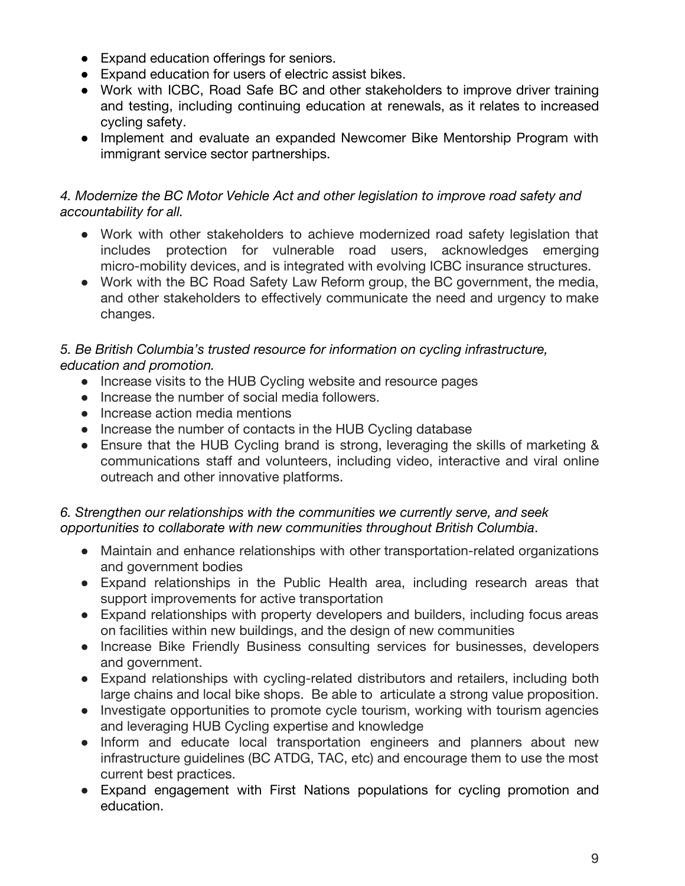- Expand education offerings for seniors.
- Expand education for users of electric assist bikes.
- Work with ICBC, Road Safe BC and other stakeholders to improve driver training and testing, including continuing education at renewals, as it relates to increased cycling safety.
- Implement and evaluate an expanded Newcomer Bike Mentorship Program with immigrant service sector partnerships.

*4. Modernize the BC Motor Vehicle Act and other legislation to improve road safety and accountability for all.*

- Work with other stakeholders to achieve modernized road safety legislation that includes protection for vulnerable road users, acknowledges emerging micro-mobility devices, and is integrated with evolving ICBC insurance structures.
- Work with the BC Road Safety Law Reform group, the BC government, the media, and other stakeholders to effectively communicate the need and urgency to make changes.

*5. Be British Columbia's trusted resource for information on cycling infrastructure, education and promotion.*

- Increase visits to the HUB Cycling website and resource pages
- Increase the number of social media followers.
- Increase action media mentions
- Increase the number of contacts in the HUB Cycling database
- Ensure that the HUB Cycling brand is strong, leveraging the skills of marketing & communications staff and volunteers, including video, interactive and viral online outreach and other innovative platforms.

*6. Strengthen our relationships with the communities we currently serve, and seek opportunities to collaborate with new communities throughout British Columbia*.

- Maintain and enhance relationships with other transportation-related organizations and government bodies
- Expand relationships in the Public Health area, including research areas that support improvements for active transportation
- Expand relationships with property developers and builders, including focus areas on facilities within new buildings, and the design of new communities
- Increase Bike Friendly Business consulting services for businesses, developers and government.
- Expand relationships with cycling-related distributors and retailers, including both large chains and local bike shops. Be able to articulate a strong value proposition.
- Investigate opportunities to promote cycle tourism, working with tourism agencies and leveraging HUB Cycling expertise and knowledge
- Inform and educate local transportation engineers and planners about new infrastructure guidelines (BC ATDG, TAC, etc) and encourage them to use the most current best practices.
- Expand engagement with First Nations populations for cycling promotion and education.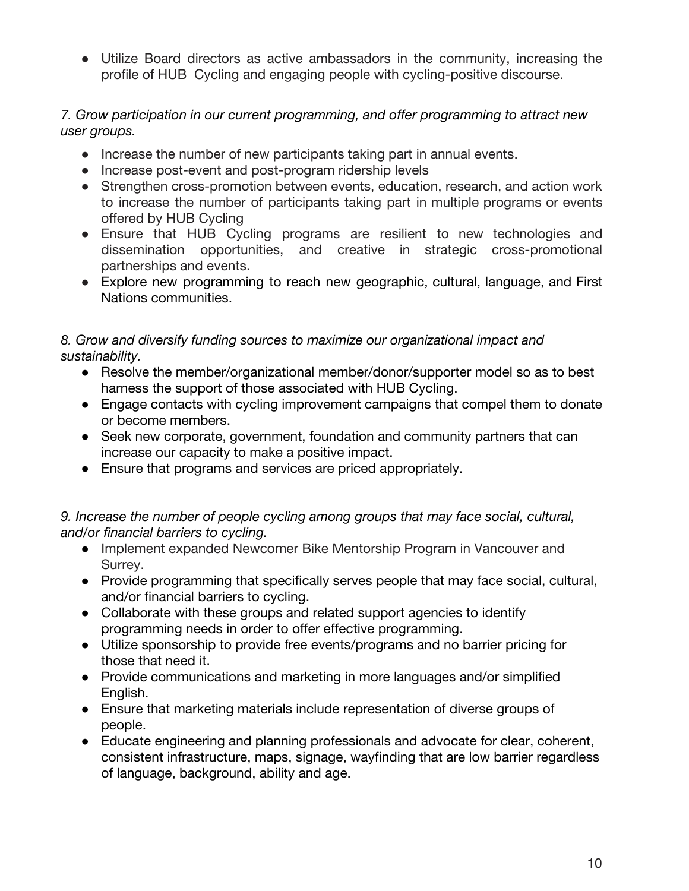- Utilize Board directors as active ambassadors in the community, increasing the profile of HUB Cycling and engaging people with cycling-positive discourse.

*7. Grow participation in our current programming, and offer programming to attract new user groups.*

- Increase the number of new participants taking part in annual events.
- Increase post-event and post-program ridership levels
- Strengthen cross-promotion between events, education, research, and action work to increase the number of participants taking part in multiple programs or events offered by HUB Cycling
- Ensure that HUB Cycling programs are resilient to new technologies and dissemination opportunities, and creative in strategic cross-promotional partnerships and events.
- Explore new programming to reach new geographic, cultural, language, and First Nations communities.

*8. Grow and diversify funding sources to maximize our organizational impact and sustainability.*

- Resolve the member/organizational member/donor/supporter model so as to best harness the support of those associated with HUB Cycling.
- Engage contacts with cycling improvement campaigns that compel them to donate or become members.
- Seek new corporate, government, foundation and community partners that can increase our capacity to make a positive impact.
- Ensure that programs and services are priced appropriately.

*9. Increase the number of people cycling among groups that may face social, cultural, and/or financial barriers to cycling.*

- Implement expanded Newcomer Bike Mentorship Program in Vancouver and Surrey.
- Provide programming that specifically serves people that may face social, cultural, and/or financial barriers to cycling.
- Collaborate with these groups and related support agencies to identify programming needs in order to offer effective programming.
- Utilize sponsorship to provide free events/programs and no barrier pricing for those that need it.
- Provide communications and marketing in more languages and/or simplified English.
- Ensure that marketing materials include representation of diverse groups of people.
- Educate engineering and planning professionals and advocate for clear, coherent, consistent infrastructure, maps, signage, wayfinding that are low barrier regardless of language, background, ability and age.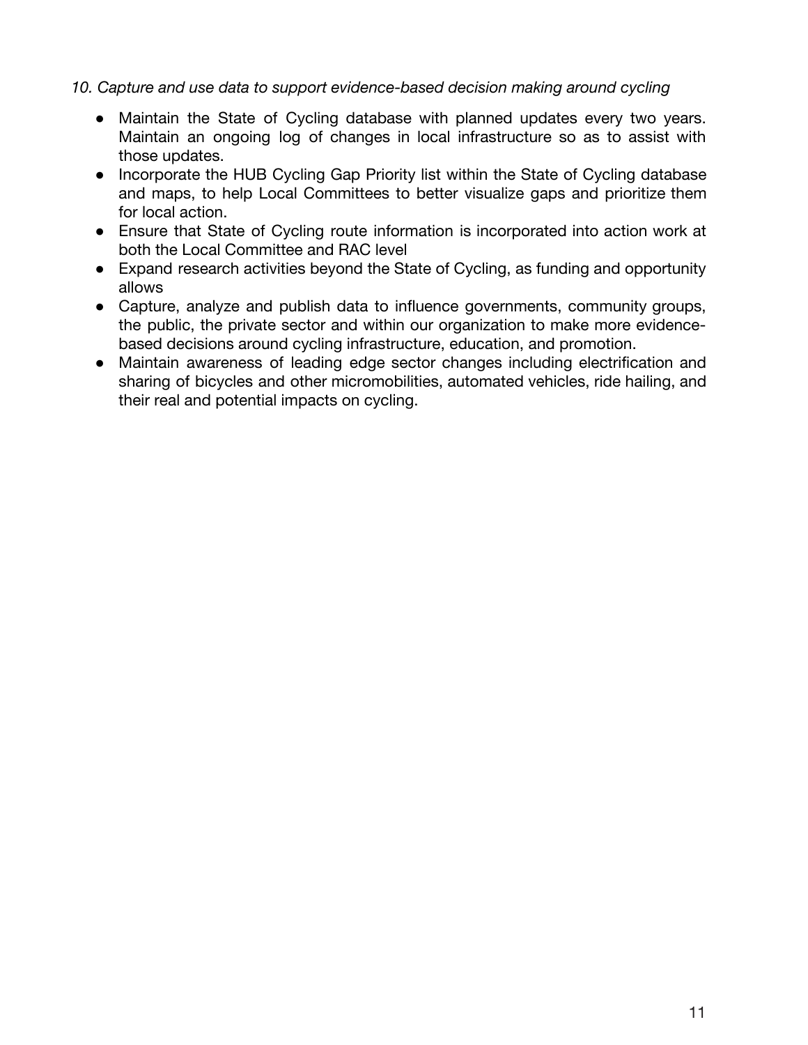*10. Capture and use data to support evidence-based decision making around cycling*

- Maintain the State of Cycling database with planned updates every two years. Maintain an ongoing log of changes in local infrastructure so as to assist with those updates.
- Incorporate the HUB Cycling Gap Priority list within the State of Cycling database and maps, to help Local Committees to better visualize gaps and prioritize them for local action.
- Ensure that State of Cycling route information is incorporated into action work at both the Local Committee and RAC level
- Expand research activities beyond the State of Cycling, as funding and opportunity allows
- Capture, analyze and publish data to influence governments, community groups, the public, the private sector and within our organization to make more evidence-based decisions around cycling infrastructure, education, and promotion.
- Maintain awareness of leading edge sector changes including electrification and sharing of bicycles and other micromobilities, automated vehicles, ride hailing, and their real and potential impacts on cycling.